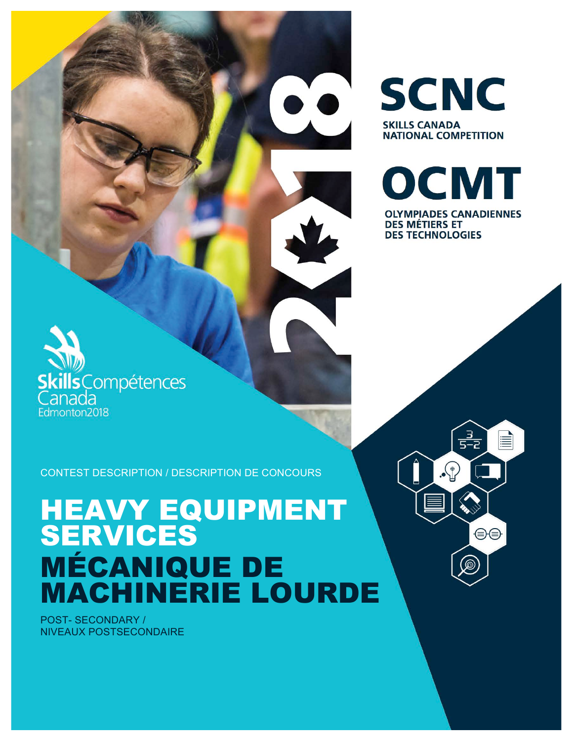# SCNC

SKILLS CANADA NATIONAL COMPETITION

# OCMT

OLYMPIADES CANADIENNES DES MÉTIERS ET DES TECHNOLOGIES

2018

Skills Compétences Canada Edmonton2018

CONTEST DESCRIPTION / DESCRIPTION DE CONCOURS

# HEAVY EQUIPMENT SERVICES

# MÉCANIQUE DE MACHINERIE LOURDE

POST- SECONDARY / NIVEAUX POSTSECONDAIRE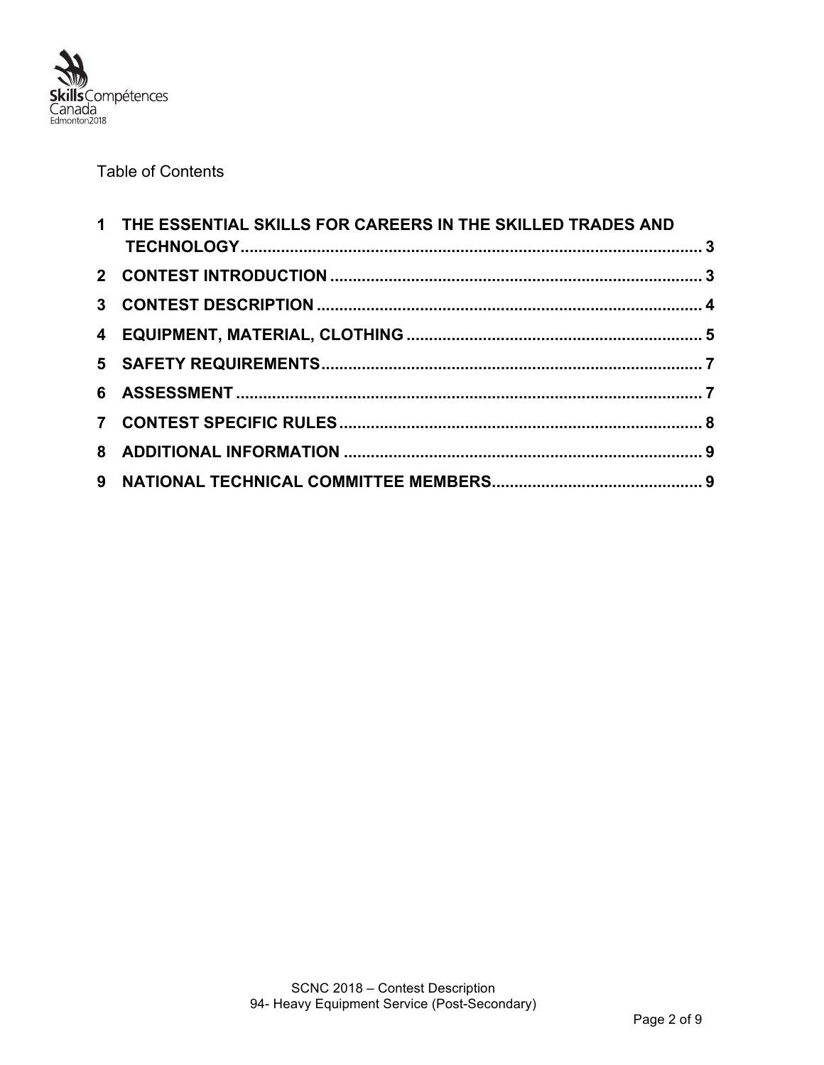Table of Contents

1 THE ESSENTIAL SKILLS FOR CAREERS IN THE SKILLED TRADES AND TECHNOLOGY ..... 3

2 CONTEST INTRODUCTION ..... 3

3 CONTEST DESCRIPTION ..... 4

4 EQUIPMENT, MATERIAL, CLOTHING ..... 5

5 SAFETY REQUIREMENTS ..... 7

6 ASSESSMENT ..... 7

7 CONTEST SPECIFIC RULES ..... 8

8 ADDITIONAL INFORMATION ..... 9

9 NATIONAL TECHNICAL COMMITTEE MEMBERS ..... 9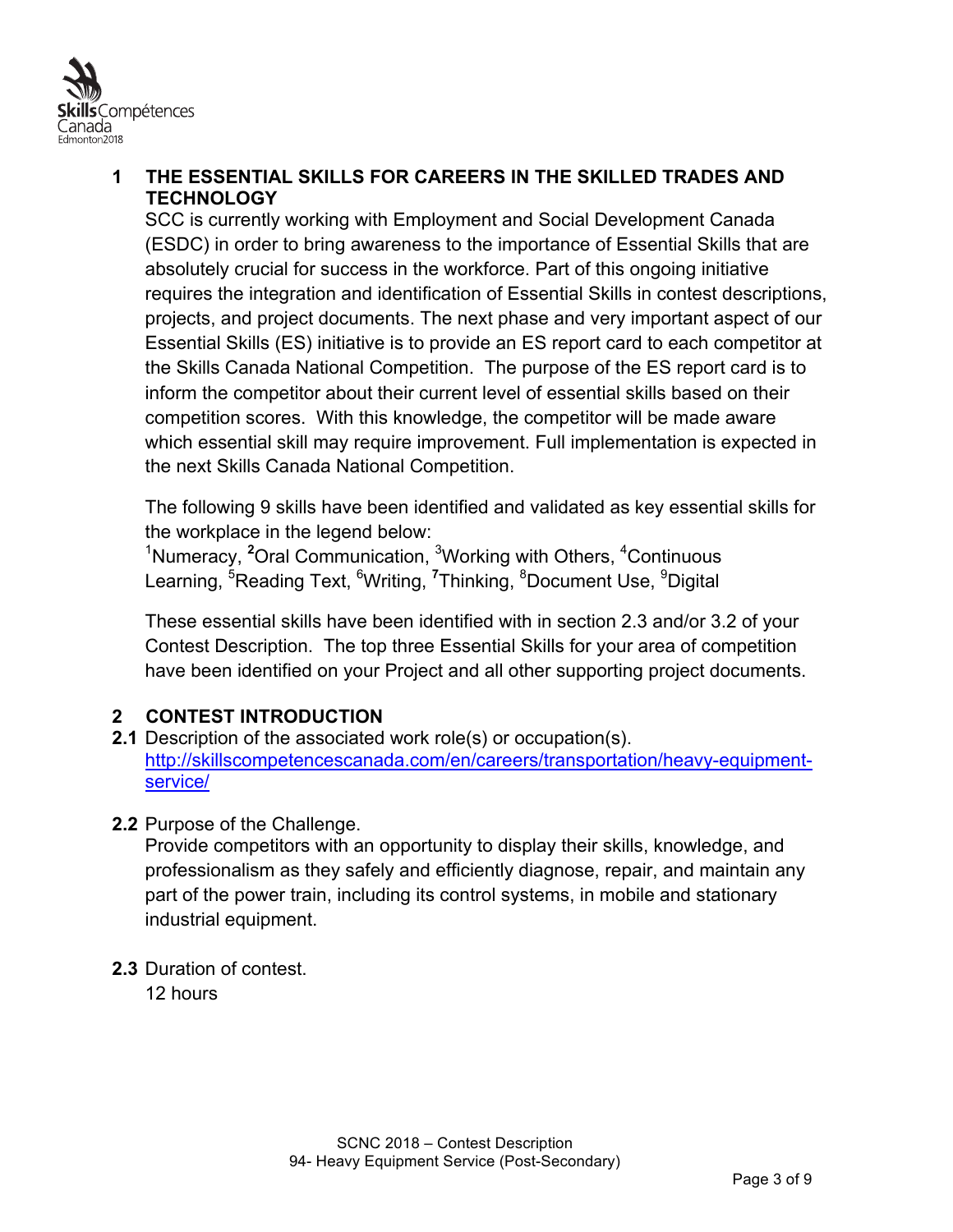## 1 THE ESSENTIAL SKILLS FOR CAREERS IN THE SKILLED TRADES AND TECHNOLOGY

SCC is currently working with Employment and Social Development Canada (ESDC) in order to bring awareness to the importance of Essential Skills that are absolutely crucial for success in the workforce. Part of this ongoing initiative requires the integration and identification of Essential Skills in contest descriptions, projects, and project documents. The next phase and very important aspect of our Essential Skills (ES) initiative is to provide an ES report card to each competitor at the Skills Canada National Competition. The purpose of the ES report card is to inform the competitor about their current level of essential skills based on their competition scores. With this knowledge, the competitor will be made aware which essential skill may require improvement. Full implementation is expected in the next Skills Canada National Competition.

The following 9 skills have been identified and validated as key essential skills for the workplace in the legend below:
[1]Numeracy, **[2]**Oral Communication, [3]Working with Others, [4]Continuous Learning, [5]Reading Text, [6]Writing, **[7]**Thinking, [8]Document Use, [9]Digital

These essential skills have been identified with in section 2.3 and/or 3.2 of your Contest Description. The top three Essential Skills for your area of competition have been identified on your Project and all other supporting project documents.

## 2 CONTEST INTRODUCTION

**2.1** Description of the associated work role(s) or occupation(s).
[http://skillscompetencescanada.com/en/careers/transportation/heavy-equipment-service/](http://skillscompetencescanada.com/en/careers/transportation/heavy-equipment-service/)

**2.2** Purpose of the Challenge.
Provide competitors with an opportunity to display their skills, knowledge, and professionalism as they safely and efficiently diagnose, repair, and maintain any part of the power train, including its control systems, in mobile and stationary industrial equipment.

**2.3** Duration of contest.
12 hours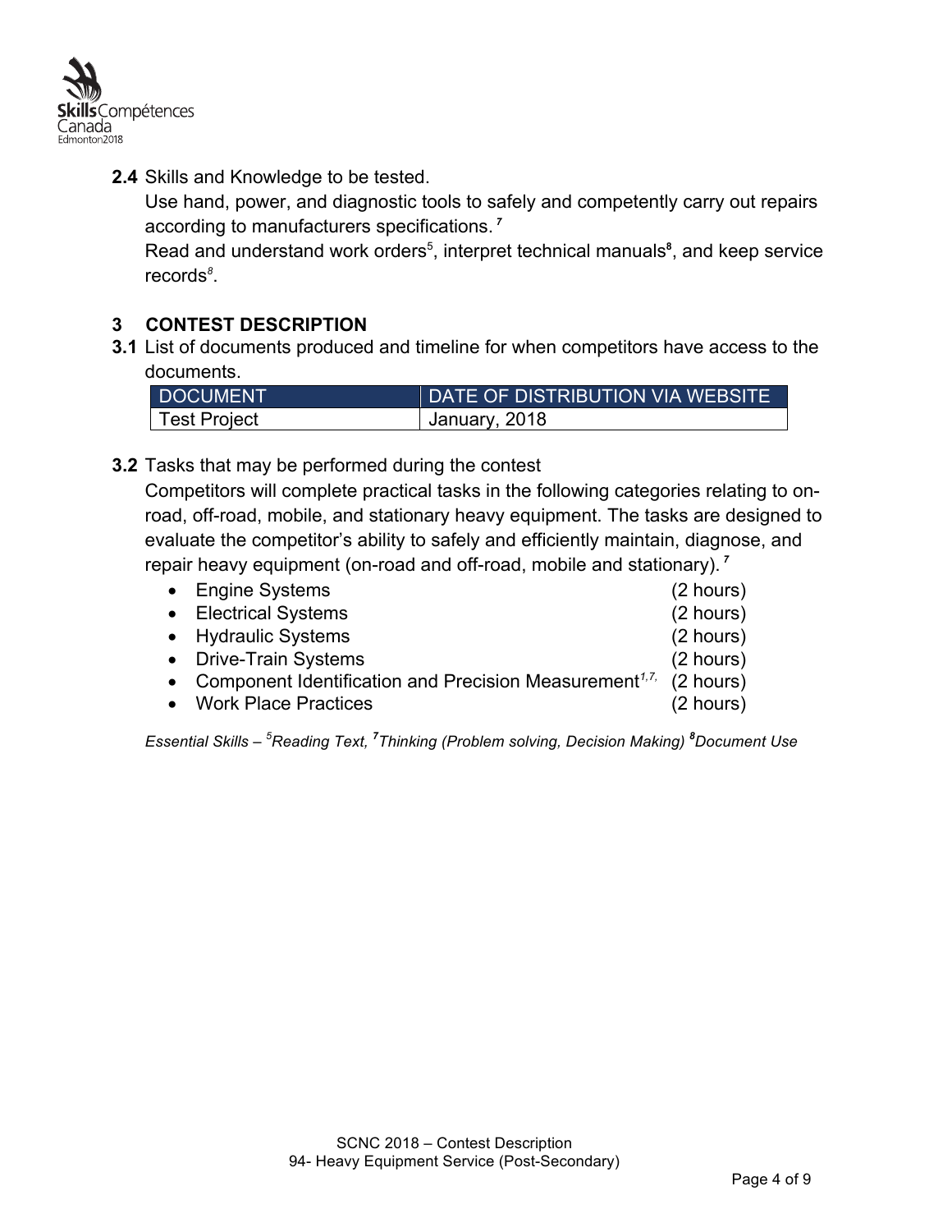**2.4** Skills and Knowledge to be tested.

Use hand, power, and diagnostic tools to safely and competently carry out repairs according to manufacturers specifications.[7]

Read and understand work orders[5], interpret technical manuals[8], and keep service records[8].

## 3 CONTEST DESCRIPTION

**3.1** List of documents produced and timeline for when competitors have access to the documents.

| DOCUMENT | DATE OF DISTRIBUTION VIA WEBSITE |
|---|---|
| Test Project | January, 2018 |

**3.2** Tasks that may be performed during the contest

Competitors will complete practical tasks in the following categories relating to on-road, off-road, mobile, and stationary heavy equipment. The tasks are designed to evaluate the competitor's ability to safely and efficiently maintain, diagnose, and repair heavy equipment (on-road and off-road, mobile and stationary).[7]

- Engine Systems (2 hours)
- Electrical Systems (2 hours)
- Hydraulic Systems (2 hours)
- Drive-Train Systems (2 hours)
- Component Identification and Precision Measurement[1,7,] (2 hours)
- Work Place Practices (2 hours)

*Essential Skills – [5]Reading Text, [7]Thinking (Problem solving, Decision Making) [8]Document Use*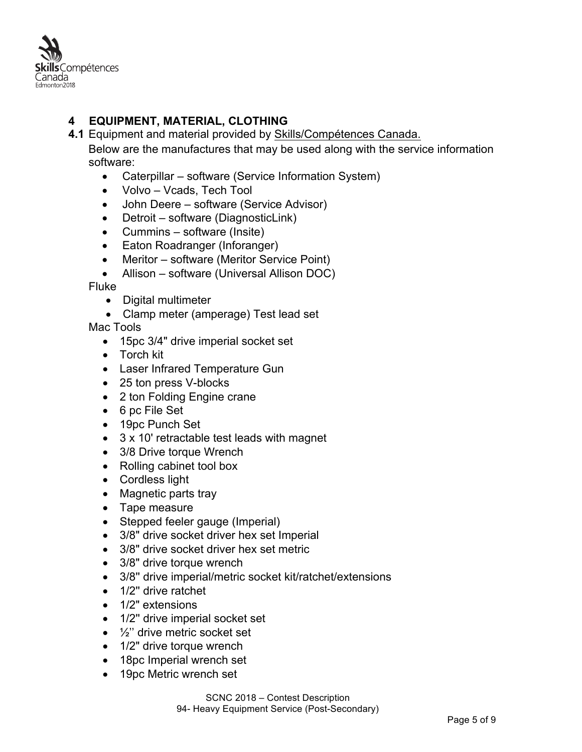## 4 EQUIPMENT, MATERIAL, CLOTHING

**4.1** Equipment and material provided by Skills/Compétences Canada.

Below are the manufactures that may be used along with the service information software:

- Caterpillar – software (Service Information System)
- Volvo – Vcads, Tech Tool
- John Deere – software (Service Advisor)
- Detroit – software (DiagnosticLink)
- Cummins – software (Insite)
- Eaton Roadranger (Inforanger)
- Meritor – software (Meritor Service Point)
- Allison – software (Universal Allison DOC)

Fluke

- Digital multimeter
- Clamp meter (amperage) Test lead set

Mac Tools

- 15pc 3/4" drive imperial socket set
- Torch kit
- Laser Infrared Temperature Gun
- 25 ton press V-blocks
- 2 ton Folding Engine crane
- 6 pc File Set
- 19pc Punch Set
- 3 x 10' retractable test leads with magnet
- 3/8 Drive torque Wrench
- Rolling cabinet tool box
- Cordless light
- Magnetic parts tray
- Tape measure
- Stepped feeler gauge (Imperial)
- 3/8" drive socket driver hex set Imperial
- 3/8" drive socket driver hex set metric
- 3/8" drive torque wrench
- 3/8" drive imperial/metric socket kit/ratchet/extensions
- 1/2" drive ratchet
- 1/2" extensions
- 1/2" drive imperial socket set
- ½'' drive metric socket set
- 1/2" drive torque wrench
- 18pc Imperial wrench set
- 19pc Metric wrench set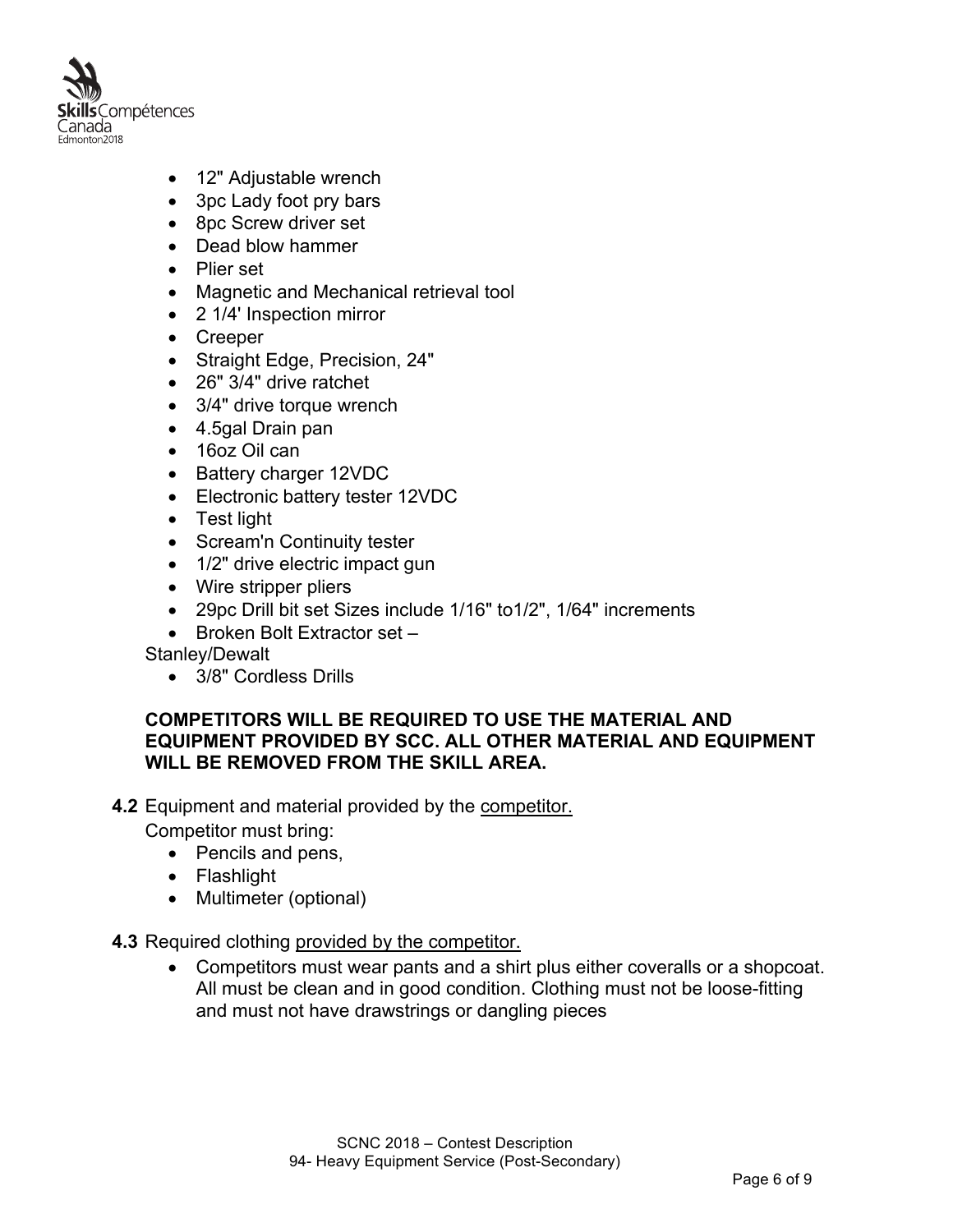- 12" Adjustable wrench
- 3pc Lady foot pry bars
- 8pc Screw driver set
- Dead blow hammer
- Plier set
- Magnetic and Mechanical retrieval tool
- 2 1/4' Inspection mirror
- Creeper
- Straight Edge, Precision, 24"
- 26" 3/4" drive ratchet
- 3/4" drive torque wrench
- 4.5gal Drain pan
- 16oz Oil can
- Battery charger 12VDC
- Electronic battery tester 12VDC
- Test light
- Scream'n Continuity tester
- 1/2" drive electric impact gun
- Wire stripper pliers
- 29pc Drill bit set Sizes include 1/16" to1/2", 1/64" increments
- Broken Bolt Extractor set –

Stanley/Dewalt

- 3/8" Cordless Drills

**COMPETITORS WILL BE REQUIRED TO USE THE MATERIAL AND EQUIPMENT PROVIDED BY SCC. ALL OTHER MATERIAL AND EQUIPMENT WILL BE REMOVED FROM THE SKILL AREA.**

**4.2** Equipment and material provided by the competitor.

Competitor must bring:

- Pencils and pens,
- Flashlight
- Multimeter (optional)

**4.3** Required clothing provided by the competitor.

- Competitors must wear pants and a shirt plus either coveralls or a shopcoat. All must be clean and in good condition. Clothing must not be loose-fitting and must not have drawstrings or dangling pieces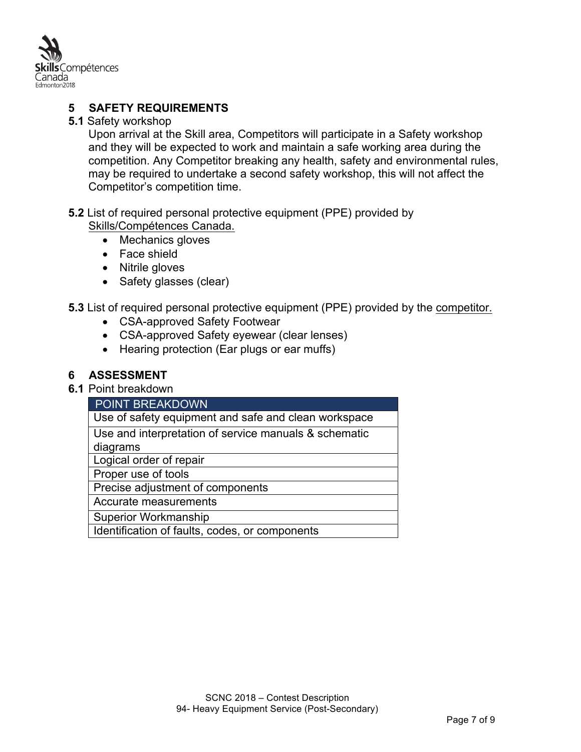## 5 SAFETY REQUIREMENTS

**5.1** Safety workshop

Upon arrival at the Skill area, Competitors will participate in a Safety workshop and they will be expected to work and maintain a safe working area during the competition. Any Competitor breaking any health, safety and environmental rules, may be required to undertake a second safety workshop, this will not affect the Competitor's competition time.

**5.2** List of required personal protective equipment (PPE) provided by Skills/Compétences Canada.

- Mechanics gloves
- Face shield
- Nitrile gloves
- Safety glasses (clear)

**5.3** List of required personal protective equipment (PPE) provided by the competitor.

- CSA-approved Safety Footwear
- CSA-approved Safety eyewear (clear lenses)
- Hearing protection (Ear plugs or ear muffs)

## 6 ASSESSMENT

**6.1** Point breakdown

| POINT BREAKDOWN |
| --- |
| Use of safety equipment and safe and clean workspace |
| Use and interpretation of service manuals & schematic diagrams |
| Logical order of repair |
| Proper use of tools |
| Precise adjustment of components |
| Accurate measurements |
| Superior Workmanship |
| Identification of faults, codes, or components |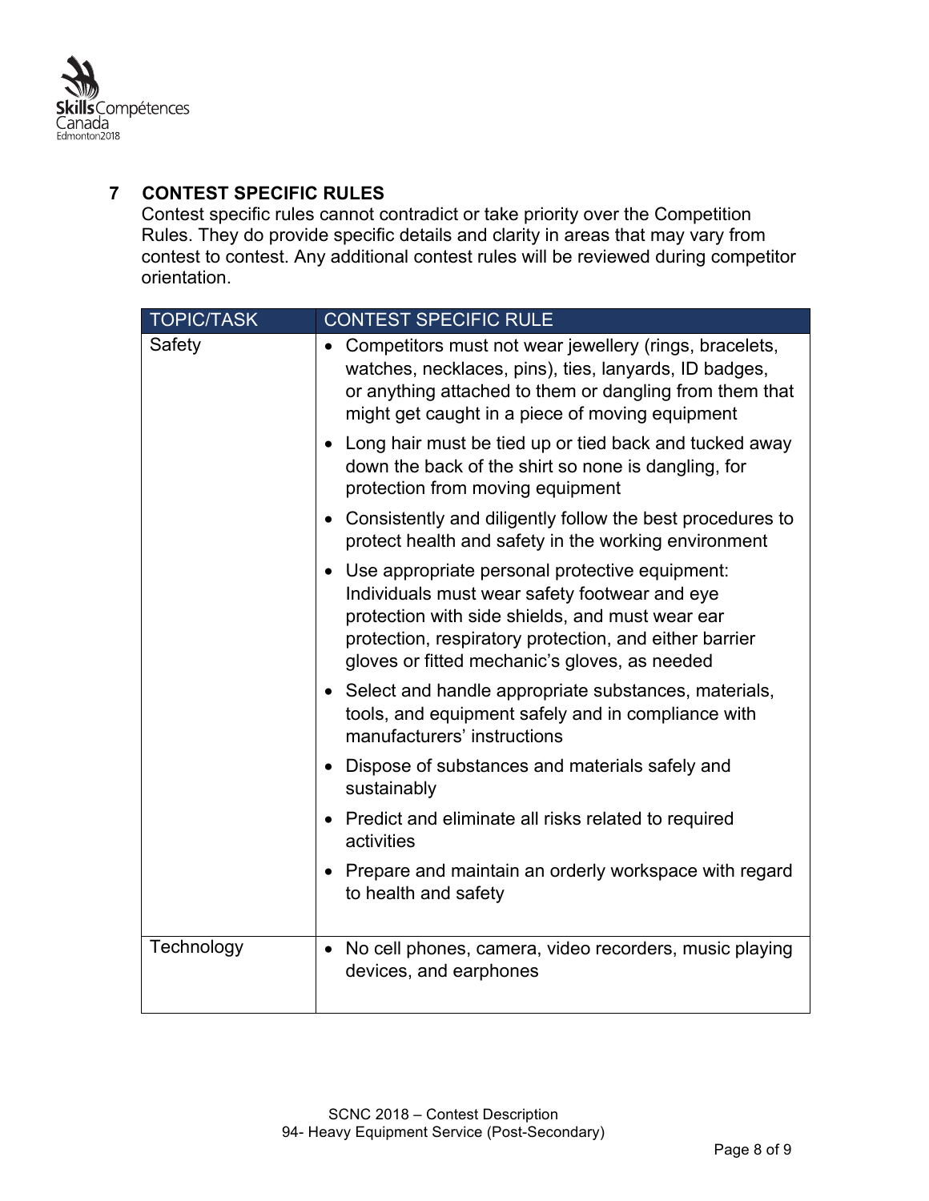## 7 CONTEST SPECIFIC RULES

Contest specific rules cannot contradict or take priority over the Competition Rules. They do provide specific details and clarity in areas that may vary from contest to contest. Any additional contest rules will be reviewed during competitor orientation.

| TOPIC/TASK | CONTEST SPECIFIC RULE |
|---|---|
| Safety | • Competitors must not wear jewellery (rings, bracelets, watches, necklaces, pins), ties, lanyards, ID badges, or anything attached to them or dangling from them that might get caught in a piece of moving equipment<br>• Long hair must be tied up or tied back and tucked away down the back of the shirt so none is dangling, for protection from moving equipment<br>• Consistently and diligently follow the best procedures to protect health and safety in the working environment<br>• Use appropriate personal protective equipment: Individuals must wear safety footwear and eye protection with side shields, and must wear ear protection, respiratory protection, and either barrier gloves or fitted mechanic's gloves, as needed<br>• Select and handle appropriate substances, materials, tools, and equipment safely and in compliance with manufacturers' instructions<br>• Dispose of substances and materials safely and sustainably<br>• Predict and eliminate all risks related to required activities<br>• Prepare and maintain an orderly workspace with regard to health and safety |
| Technology | • No cell phones, camera, video recorders, music playing devices, and earphones |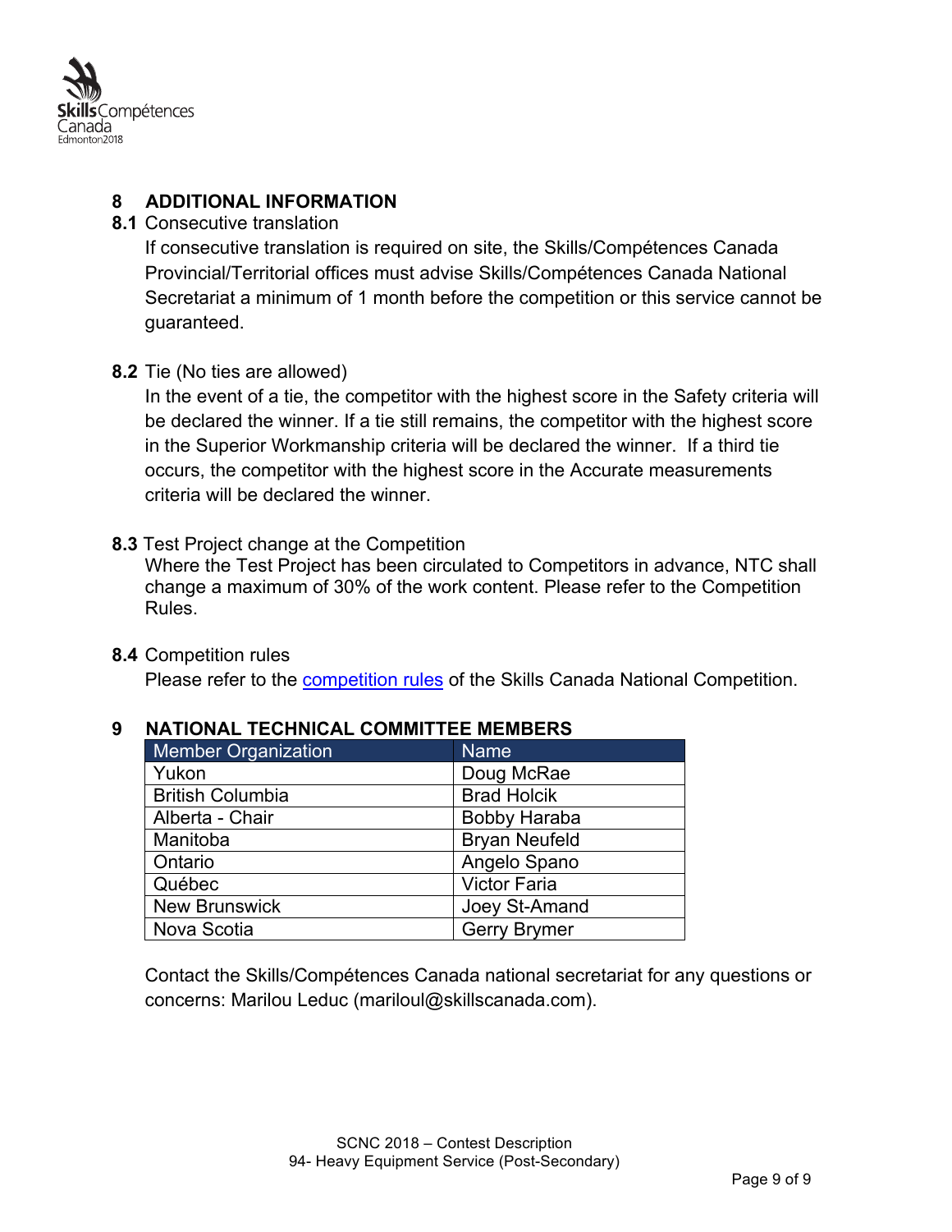## 8 ADDITIONAL INFORMATION

**8.1** Consecutive translation

If consecutive translation is required on site, the Skills/Compétences Canada Provincial/Territorial offices must advise Skills/Compétences Canada National Secretariat a minimum of 1 month before the competition or this service cannot be guaranteed.

**8.2** Tie (No ties are allowed)

In the event of a tie, the competitor with the highest score in the Safety criteria will be declared the winner. If a tie still remains, the competitor with the highest score in the Superior Workmanship criteria will be declared the winner. If a third tie occurs, the competitor with the highest score in the Accurate measurements criteria will be declared the winner.

**8.3** Test Project change at the Competition

Where the Test Project has been circulated to Competitors in advance, NTC shall change a maximum of 30% of the work content. Please refer to the Competition Rules.

**8.4** Competition rules

Please refer to the competition rules of the Skills Canada National Competition.

## 9 NATIONAL TECHNICAL COMMITTEE MEMBERS

| Member Organization | Name |
|---|---|
| Yukon | Doug McRae |
| British Columbia | Brad Holcik |
| Alberta - Chair | Bobby Haraba |
| Manitoba | Bryan Neufeld |
| Ontario | Angelo Spano |
| Québec | Victor Faria |
| New Brunswick | Joey St-Amand |
| Nova Scotia | Gerry Brymer |

Contact the Skills/Compétences Canada national secretariat for any questions or concerns: Marilou Leduc (mariloul@skillscanada.com).